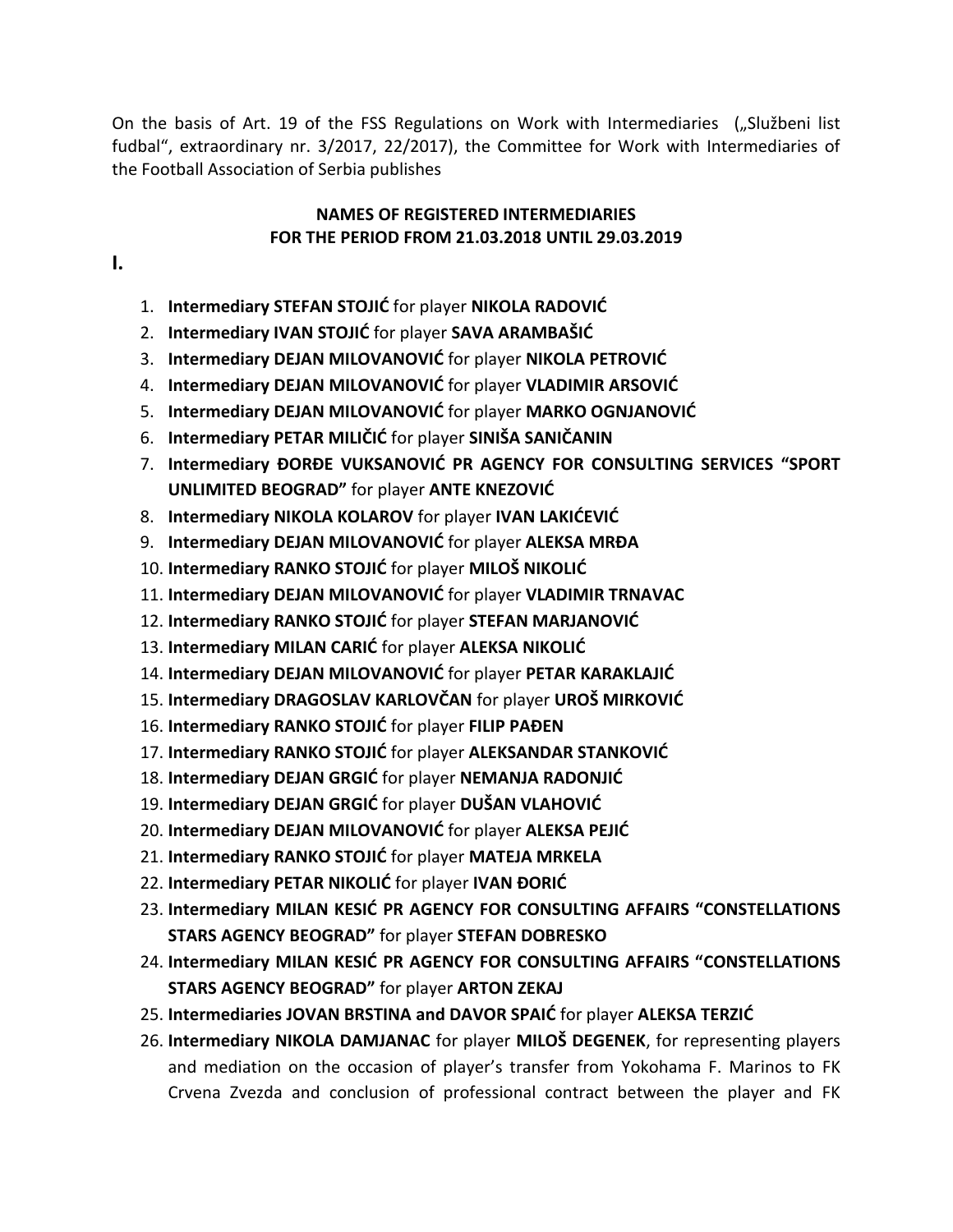On the basis of Art. 19 of the FSS Regulations on Work with Intermediaries („Službeni list fudbal", extraordinary nr. 3/2017, 22/2017), the Committee for Work with Intermediaries of the Football Association of Serbia publishes

## NAMES OF REGISTERED INTERMEDIARIES FOR THE PERIOD FROM 21.03.2018 UNTIL 29.03.2019

**I.**

1. **Intermediary STEFAN STOJIĆ** for player **NIKOLA RADOVIĆ**
2. **Intermediary IVAN STOJIĆ** for player **SAVA ARAMBAŠIĆ**
3. **Intermediary DEJAN MILOVANOVIĆ** for player **NIKOLA PETROVIĆ**
4. **Intermediary DEJAN MILOVANOVIĆ** for player **VLADIMIR ARSOVIĆ**
5. **Intermediary DEJAN MILOVANOVIĆ** for player **MARKO OGNJANOVIĆ**
6. **Intermediary PETAR MILIČIĆ** for player **SINIŠA SANIČANIN**
7. **Intermediary ĐORĐE VUKSANOVIĆ PR AGENCY FOR CONSULTING SERVICES "SPORT UNLIMITED BEOGRAD"** for player **ANTE KNEZOVIĆ**
8. **Intermediary NIKOLA KOLAROV** for player **IVAN LAKIĆEVIĆ**
9. **Intermediary DEJAN MILOVANOVIĆ** for player **ALEKSA MRĐA**
10. **Intermediary RANKO STOJIĆ** for player **MILOŠ NIKOLIĆ**
11. **Intermediary DEJAN MILOVANOVIĆ** for player **VLADIMIR TRNAVAC**
12. **Intermediary RANKO STOJIĆ** for player **STEFAN MARJANOVIĆ**
13. **Intermediary MILAN CARIĆ** for player **ALEKSA NIKOLIĆ**
14. **Intermediary DEJAN MILOVANOVIĆ** for player **PETAR KARAKLAJIĆ**
15. **Intermediary DRAGOSLAV KARLOVČAN** for player **UROŠ MIRKOVIĆ**
16. **Intermediary RANKO STOJIĆ** for player **FILIP PAĐEN**
17. **Intermediary RANKO STOJIĆ** for player **ALEKSANDAR STANKOVIĆ**
18. **Intermediary DEJAN GRGIĆ** for player **NEMANJA RADONJIĆ**
19. **Intermediary DEJAN GRGIĆ** for player **DUŠAN VLAHOVIĆ**
20. **Intermediary DEJAN MILOVANOVIĆ** for player **ALEKSA PEJIĆ**
21. **Intermediary RANKO STOJIĆ** for player **MATEJA MRKELA**
22. **Intermediary PETAR NIKOLIĆ** for player **IVAN ĐORIĆ**
23. **Intermediary MILAN KESIĆ PR AGENCY FOR CONSULTING AFFAIRS "CONSTELLATIONS STARS AGENCY BEOGRAD"** for player **STEFAN DOBRESKO**
24. **Intermediary MILAN KESIĆ PR AGENCY FOR CONSULTING AFFAIRS "CONSTELLATIONS STARS AGENCY BEOGRAD"** for player **ARTON ZEKAJ**
25. **Intermediaries JOVAN BRSTINA and DAVOR SPAIĆ** for player **ALEKSA TERZIĆ**
26. **Intermediary NIKOLA DAMJANAC** for player **MILOŠ DEGENEK**, for representing players and mediation on the occasion of player's transfer from Yokohama F. Marinos to FK Crvena Zvezda and conclusion of professional contract between the player and FK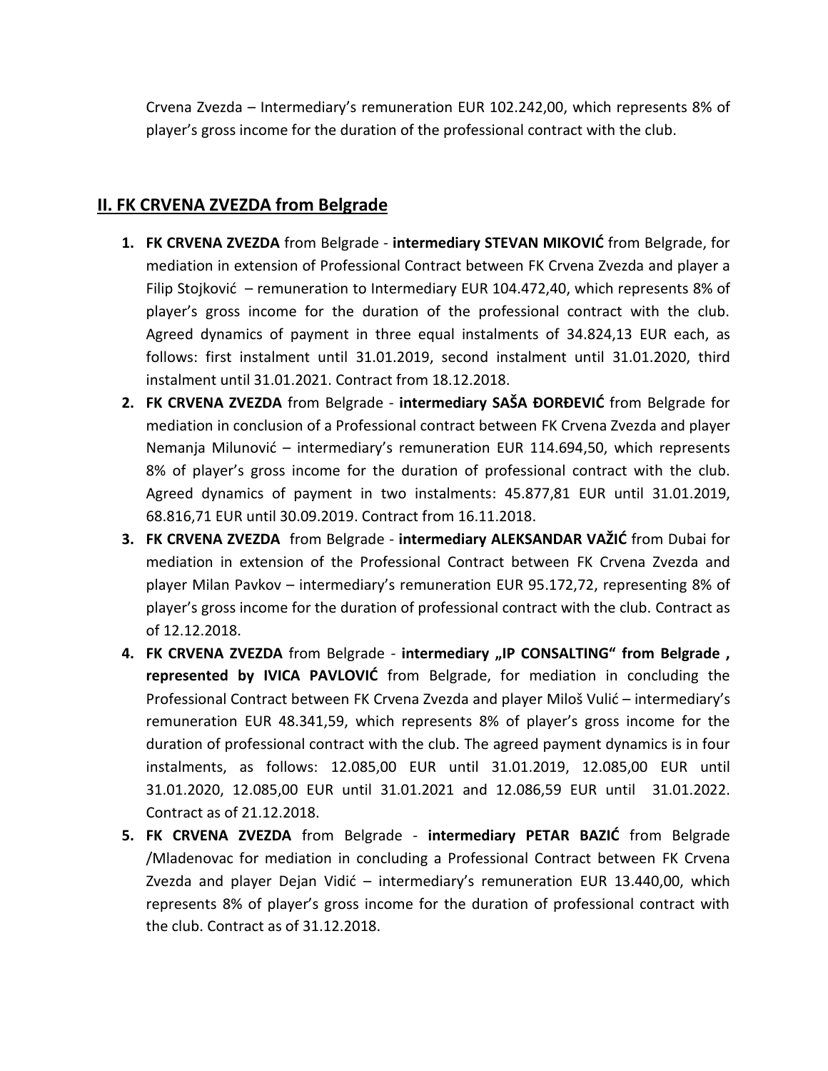Crvena Zvezda – Intermediary's remuneration EUR 102.242,00, which represents 8% of player's gross income for the duration of the professional contract with the club.

## II. FK CRVENA ZVEZDA from Belgrade

1. **FK CRVENA ZVEZDA** from Belgrade - **intermediary STEVAN MIKOVIĆ** from Belgrade, for mediation in extension of Professional Contract between FK Crvena Zvezda and player a Filip Stojković – remuneration to Intermediary EUR 104.472,40, which represents 8% of player's gross income for the duration of the professional contract with the club. Agreed dynamics of payment in three equal instalments of 34.824,13 EUR each, as follows: first instalment until 31.01.2019, second instalment until 31.01.2020, third instalment until 31.01.2021. Contract from 18.12.2018.
2. **FK CRVENA ZVEZDA** from Belgrade - **intermediary SAŠA ĐORĐEVIĆ** from Belgrade for mediation in conclusion of a Professional contract between FK Crvena Zvezda and player Nemanja Milunović – intermediary's remuneration EUR 114.694,50, which represents 8% of player's gross income for the duration of professional contract with the club. Agreed dynamics of payment in two instalments: 45.877,81 EUR until 31.01.2019, 68.816,71 EUR until 30.09.2019. Contract from 16.11.2018.
3. **FK CRVENA ZVEZDA** from Belgrade - **intermediary ALEKSANDAR VAŽIĆ** from Dubai for mediation in extension of the Professional Contract between FK Crvena Zvezda and player Milan Pavkov – intermediary's remuneration EUR 95.172,72, representing 8% of player's gross income for the duration of professional contract with the club. Contract as of 12.12.2018.
4. **FK CRVENA ZVEZDA** from Belgrade - **intermediary „IP CONSALTING" from Belgrade , represented by IVICA PAVLOVIĆ** from Belgrade, for mediation in concluding the Professional Contract between FK Crvena Zvezda and player Miloš Vulić – intermediary's remuneration EUR 48.341,59, which represents 8% of player's gross income for the duration of professional contract with the club. The agreed payment dynamics is in four instalments, as follows: 12.085,00 EUR until 31.01.2019, 12.085,00 EUR until 31.01.2020, 12.085,00 EUR until 31.01.2021 and 12.086,59 EUR until 31.01.2022. Contract as of 21.12.2018.
5. **FK CRVENA ZVEZDA** from Belgrade - **intermediary PETAR BAZIĆ** from Belgrade /Mladenovac for mediation in concluding a Professional Contract between FK Crvena Zvezda and player Dejan Vidić – intermediary's remuneration EUR 13.440,00, which represents 8% of player's gross income for the duration of professional contract with the club. Contract as of 31.12.2018.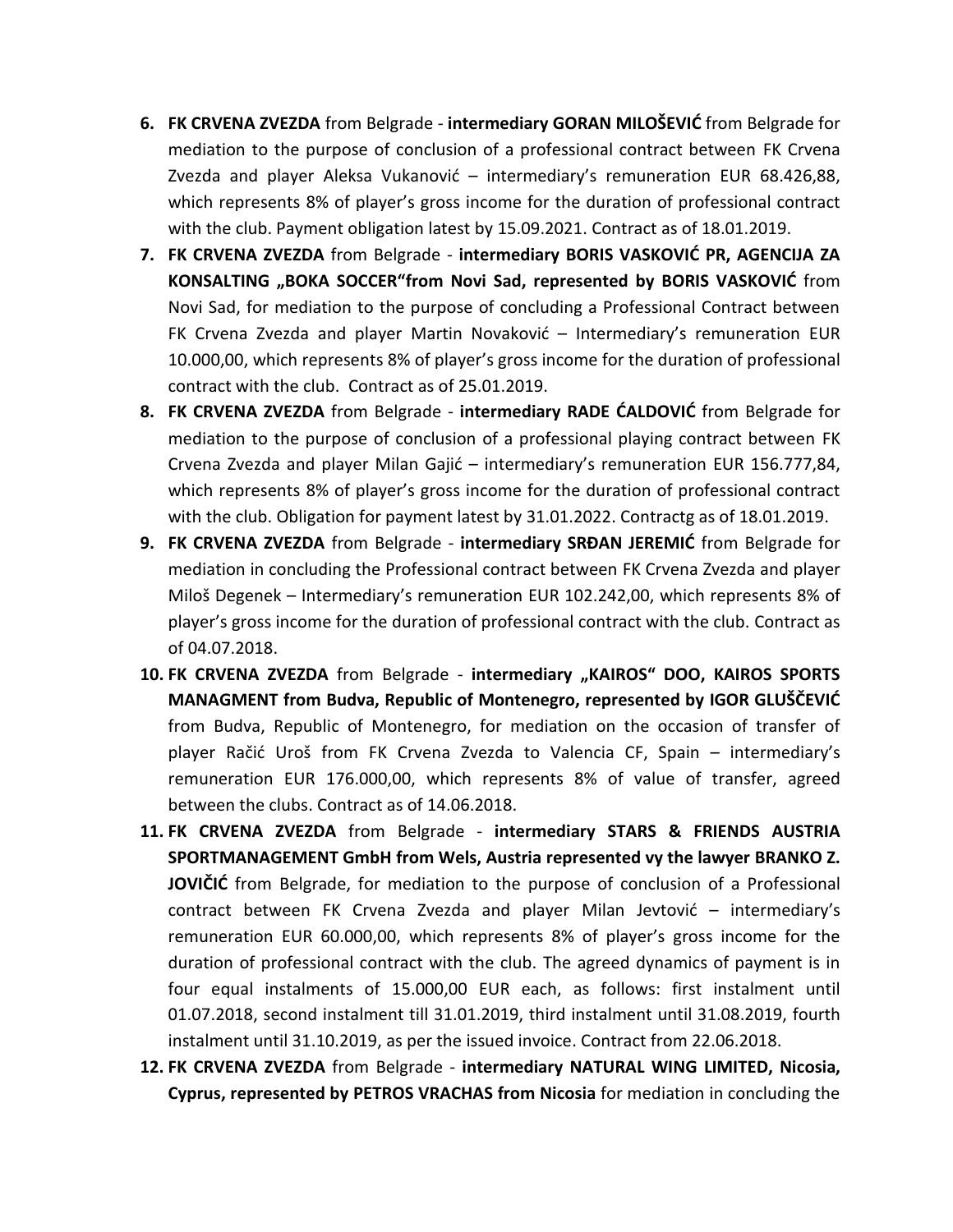6. **FK CRVENA ZVEZDA** from Belgrade - **intermediary GORAN MILOŠEVIĆ** from Belgrade for mediation to the purpose of conclusion of a professional contract between FK Crvena Zvezda and player Aleksa Vukanović – intermediary's remuneration EUR 68.426,88, which represents 8% of player's gross income for the duration of professional contract with the club. Payment obligation latest by 15.09.2021. Contract as of 18.01.2019.
7. **FK CRVENA ZVEZDA** from Belgrade - **intermediary BORIS VASKOVIĆ PR, AGENCIJA ZA KONSALTING „BOKA SOCCER"from Novi Sad, represented by BORIS VASKOVIĆ** from Novi Sad, for mediation to the purpose of concluding a Professional Contract between FK Crvena Zvezda and player Martin Novaković – Intermediary's remuneration EUR 10.000,00, which represents 8% of player's gross income for the duration of professional contract with the club. Contract as of 25.01.2019.
8. **FK CRVENA ZVEZDA** from Belgrade - **intermediary RADE ĆALDOVIĆ** from Belgrade for mediation to the purpose of conclusion of a professional playing contract between FK Crvena Zvezda and player Milan Gajić – intermediary's remuneration EUR 156.777,84, which represents 8% of player's gross income for the duration of professional contract with the club. Obligation for payment latest by 31.01.2022. Contractg as of 18.01.2019.
9. **FK CRVENA ZVEZDA** from Belgrade - **intermediary SRĐAN JEREMIĆ** from Belgrade for mediation in concluding the Professional contract between FK Crvena Zvezda and player Miloš Degenek – Intermediary's remuneration EUR 102.242,00, which represents 8% of player's gross income for the duration of professional contract with the club. Contract as of 04.07.2018.
10. **FK CRVENA ZVEZDA** from Belgrade - **intermediary „KAIROS" DOO, KAIROS SPORTS MANAGMENT from Budva, Republic of Montenegro, represented by IGOR GLUŠČEVIĆ** from Budva, Republic of Montenegro, for mediation on the occasion of transfer of player Račić Uroš from FK Crvena Zvezda to Valencia CF, Spain – intermediary's remuneration EUR 176.000,00, which represents 8% of value of transfer, agreed between the clubs. Contract as of 14.06.2018.
11. **FK CRVENA ZVEZDA** from Belgrade - **intermediary STARS & FRIENDS AUSTRIA SPORTMANAGEMENT GmbH from Wels, Austria represented vy the lawyer BRANKO Z. JOVIČIĆ** from Belgrade, for mediation to the purpose of conclusion of a Professional contract between FK Crvena Zvezda and player Milan Jevtović – intermediary's remuneration EUR 60.000,00, which represents 8% of player's gross income for the duration of professional contract with the club. The agreed dynamics of payment is in four equal instalments of 15.000,00 EUR each, as follows: first instalment until 01.07.2018, second instalment till 31.01.2019, third instalment until 31.08.2019, fourth instalment until 31.10.2019, as per the issued invoice. Contract from 22.06.2018.
12. **FK CRVENA ZVEZDA** from Belgrade - **intermediary NATURAL WING LIMITED, Nicosia, Cyprus, represented by PETROS VRACHAS from Nicosia** for mediation in concluding the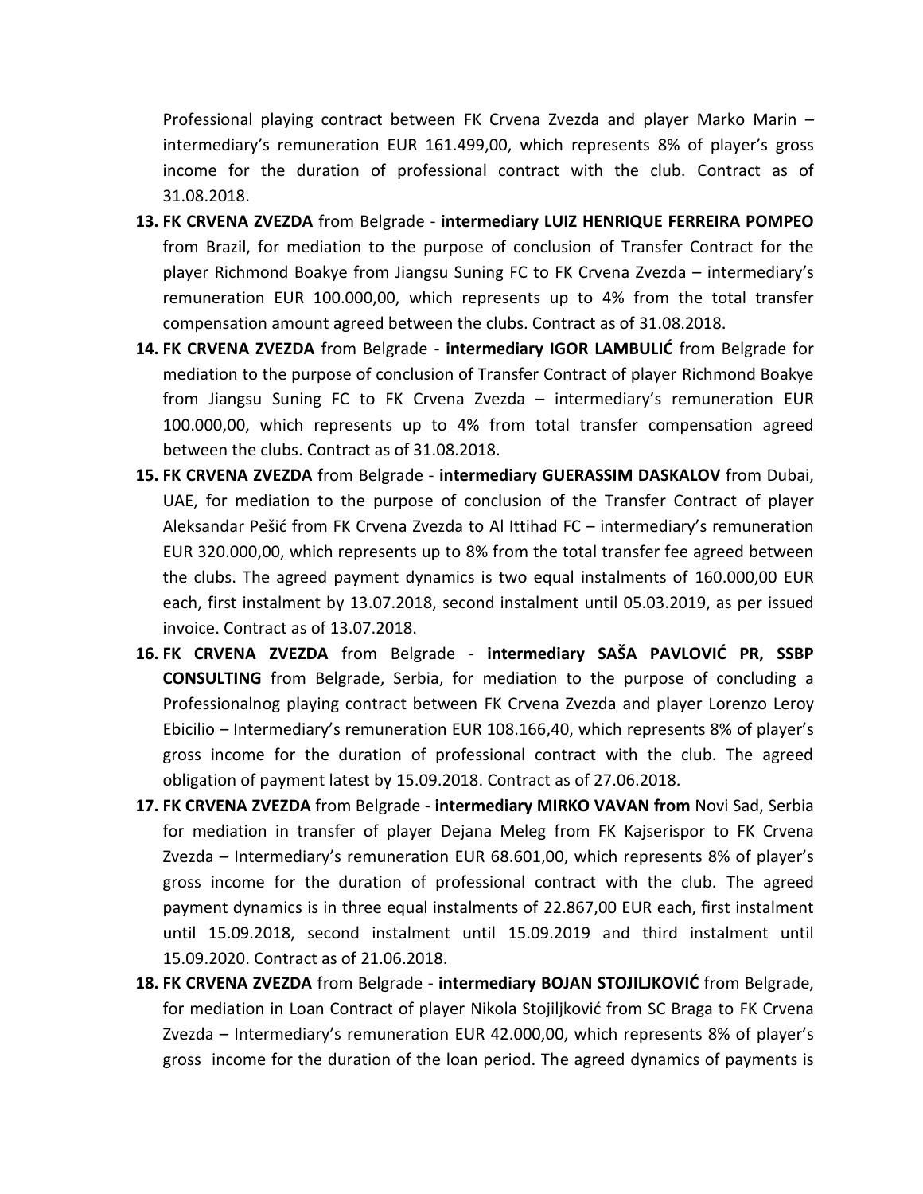Professional playing contract between FK Crvena Zvezda and player Marko Marin – intermediary's remuneration EUR 161.499,00, which represents 8% of player's gross income for the duration of professional contract with the club. Contract as of 31.08.2018.

13. **FK CRVENA ZVEZDA** from Belgrade - **intermediary LUIZ HENRIQUE FERREIRA POMPEO** from Brazil, for mediation to the purpose of conclusion of Transfer Contract for the player Richmond Boakye from Jiangsu Suning FC to FK Crvena Zvezda – intermediary's remuneration EUR 100.000,00, which represents up to 4% from the total transfer compensation amount agreed between the clubs. Contract as of 31.08.2018.
14. **FK CRVENA ZVEZDA** from Belgrade - **intermediary IGOR LAMBULIĆ** from Belgrade for mediation to the purpose of conclusion of Transfer Contract of player Richmond Boakye from Jiangsu Suning FC to FK Crvena Zvezda – intermediary's remuneration EUR 100.000,00, which represents up to 4% from total transfer compensation agreed between the clubs. Contract as of 31.08.2018.
15. **FK CRVENA ZVEZDA** from Belgrade - **intermediary GUERASSIM DASKALOV** from Dubai, UAE, for mediation to the purpose of conclusion of the Transfer Contract of player Aleksandar Pešić from FK Crvena Zvezda to Al Ittihad FC – intermediary's remuneration EUR 320.000,00, which represents up to 8% from the total transfer fee agreed between the clubs. The agreed payment dynamics is two equal instalments of 160.000,00 EUR each, first instalment by 13.07.2018, second instalment until 05.03.2019, as per issued invoice. Contract as of 13.07.2018.
16. **FK CRVENA ZVEZDA** from Belgrade - **intermediary SAŠA PAVLOVIĆ PR, SSBP CONSULTING** from Belgrade, Serbia, for mediation to the purpose of concluding a Professionalnog playing contract between FK Crvena Zvezda and player Lorenzo Leroy Ebicilio – Intermediary's remuneration EUR 108.166,40, which represents 8% of player's gross income for the duration of professional contract with the club. The agreed obligation of payment latest by 15.09.2018. Contract as of 27.06.2018.
17. **FK CRVENA ZVEZDA** from Belgrade - **intermediary MIRKO VAVAN from** Novi Sad, Serbia for mediation in transfer of player Dejana Meleg from FK Kajserispor to FK Crvena Zvezda – Intermediary's remuneration EUR 68.601,00, which represents 8% of player's gross income for the duration of professional contract with the club. The agreed payment dynamics is in three equal instalments of 22.867,00 EUR each, first instalment until 15.09.2018, second instalment until 15.09.2019 and third instalment until 15.09.2020. Contract as of 21.06.2018.
18. **FK CRVENA ZVEZDA** from Belgrade - **intermediary BOJAN STOJILJKOVIĆ** from Belgrade, for mediation in Loan Contract of player Nikola Stojiljković from SC Braga to FK Crvena Zvezda – Intermediary's remuneration EUR 42.000,00, which represents 8% of player's gross income for the duration of the loan period. The agreed dynamics of payments is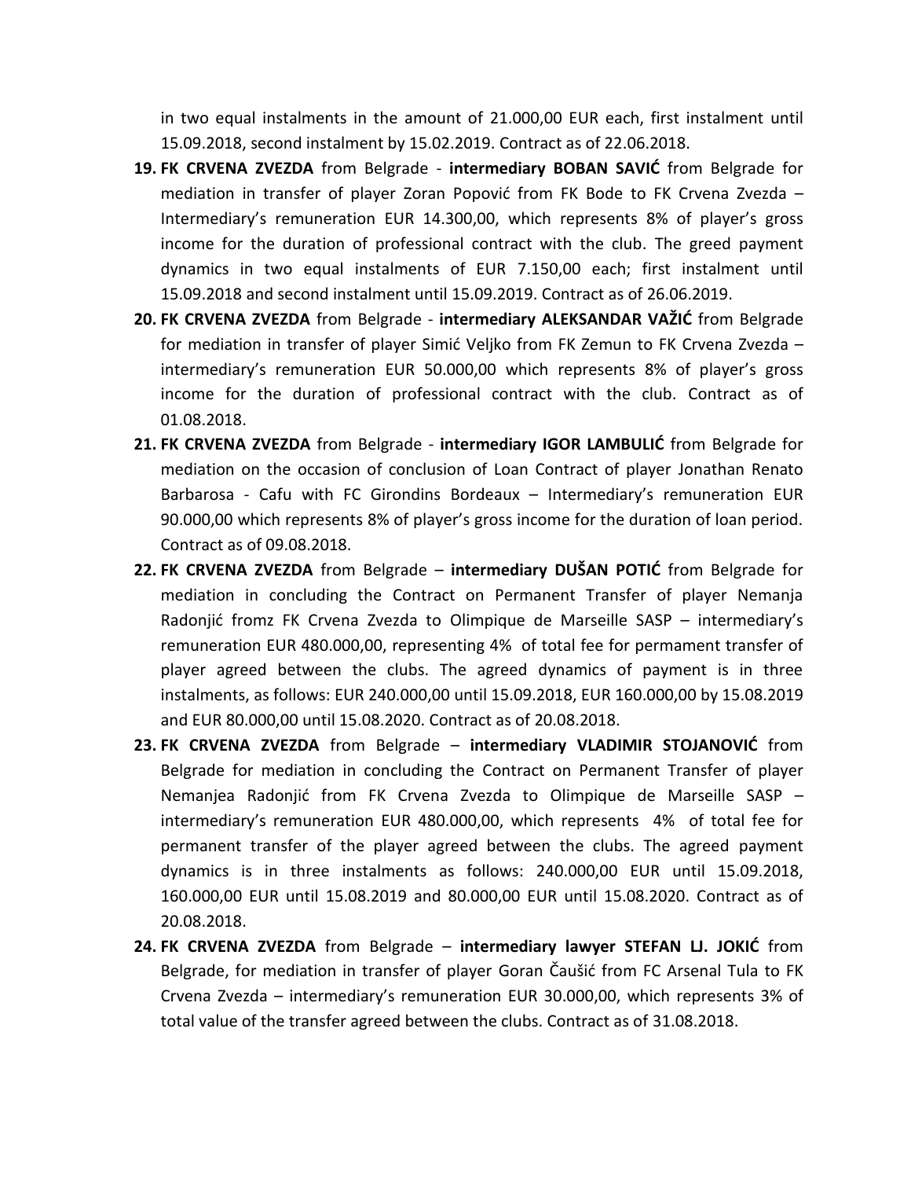in two equal instalments in the amount of 21.000,00 EUR each, first instalment until 15.09.2018, second instalment by 15.02.2019. Contract as of 22.06.2018.

19. **FK CRVENA ZVEZDA** from Belgrade - **intermediary BOBAN SAVIĆ** from Belgrade for mediation in transfer of player Zoran Popović from FK Bode to FK Crvena Zvezda – Intermediary's remuneration EUR 14.300,00, which represents 8% of player's gross income for the duration of professional contract with the club. The greed payment dynamics in two equal instalments of EUR 7.150,00 each; first instalment until 15.09.2018 and second instalment until 15.09.2019. Contract as of 26.06.2019.
20. **FK CRVENA ZVEZDA** from Belgrade - **intermediary ALEKSANDAR VAŽIĆ** from Belgrade for mediation in transfer of player Simić Veljko from FK Zemun to FK Crvena Zvezda – intermediary's remuneration EUR 50.000,00 which represents 8% of player's gross income for the duration of professional contract with the club. Contract as of 01.08.2018.
21. **FK CRVENA ZVEZDA** from Belgrade - **intermediary IGOR LAMBULIĆ** from Belgrade for mediation on the occasion of conclusion of Loan Contract of player Jonathan Renato Barbarosa - Cafu with FC Girondins Bordeaux – Intermediary's remuneration EUR 90.000,00 which represents 8% of player's gross income for the duration of loan period. Contract as of 09.08.2018.
22. **FK CRVENA ZVEZDA** from Belgrade – **intermediary DUŠAN POTIĆ** from Belgrade for mediation in concluding the Contract on Permanent Transfer of player Nemanja Radonjić fromz FK Crvena Zvezda to Olimpique de Marseille SASP – intermediary's remuneration EUR 480.000,00, representing 4% of total fee for permament transfer of player agreed between the clubs. The agreed dynamics of payment is in three instalments, as follows: EUR 240.000,00 until 15.09.2018, EUR 160.000,00 by 15.08.2019 and EUR 80.000,00 until 15.08.2020. Contract as of 20.08.2018.
23. **FK CRVENA ZVEZDA** from Belgrade – **intermediary VLADIMIR STOJANOVIĆ** from Belgrade for mediation in concluding the Contract on Permanent Transfer of player Nemanjea Radonjić from FK Crvena Zvezda to Olimpique de Marseille SASP – intermediary's remuneration EUR 480.000,00, which represents 4% of total fee for permanent transfer of the player agreed between the clubs. The agreed payment dynamics is in three instalments as follows: 240.000,00 EUR until 15.09.2018, 160.000,00 EUR until 15.08.2019 and 80.000,00 EUR until 15.08.2020. Contract as of 20.08.2018.
24. **FK CRVENA ZVEZDA** from Belgrade – **intermediary lawyer STEFAN LJ. JOKIĆ** from Belgrade, for mediation in transfer of player Goran Čaušić from FC Arsenal Tula to FK Crvena Zvezda – intermediary's remuneration EUR 30.000,00, which represents 3% of total value of the transfer agreed between the clubs. Contract as of 31.08.2018.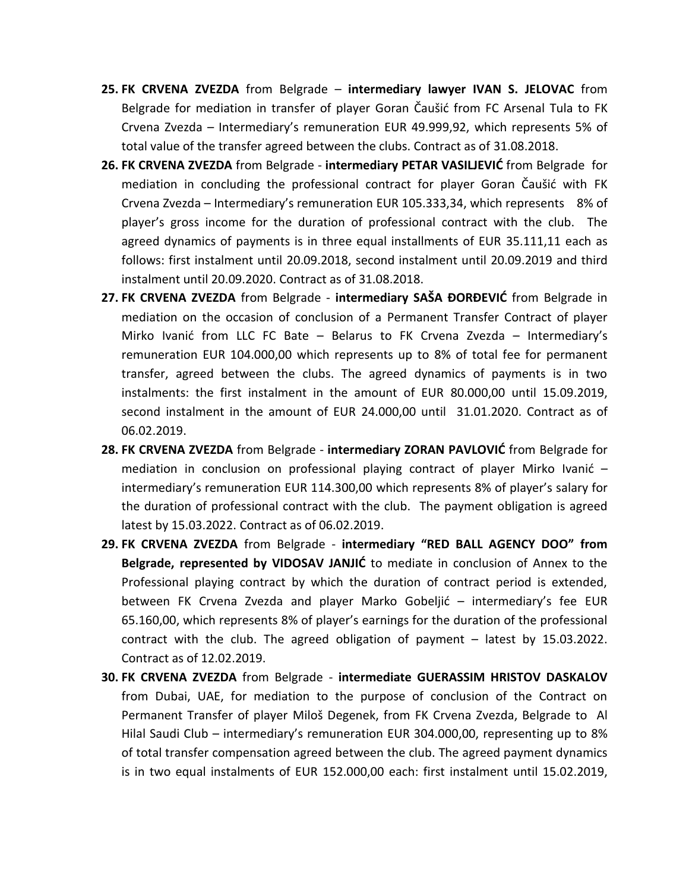25. **FK CRVENA ZVEZDA** from Belgrade – **intermediary lawyer IVAN S. JELOVAC** from Belgrade for mediation in transfer of player Goran Čaušić from FC Arsenal Tula to FK Crvena Zvezda – Intermediary's remuneration EUR 49.999,92, which represents 5% of total value of the transfer agreed between the clubs. Contract as of 31.08.2018.
26. **FK CRVENA ZVEZDA** from Belgrade - **intermediary PETAR VASILJEVIĆ** from Belgrade for mediation in concluding the professional contract for player Goran Čaušić with FK Crvena Zvezda – Intermediary's remuneration EUR 105.333,34, which represents 8% of player's gross income for the duration of professional contract with the club. The agreed dynamics of payments is in three equal installments of EUR 35.111,11 each as follows: first instalment until 20.09.2018, second instalment until 20.09.2019 and third instalment until 20.09.2020. Contract as of 31.08.2018.
27. **FK CRVENA ZVEZDA** from Belgrade - **intermediary SAŠA ĐORĐEVIĆ** from Belgrade in mediation on the occasion of conclusion of a Permanent Transfer Contract of player Mirko Ivanić from LLC FC Bate – Belarus to FK Crvena Zvezda – Intermediary's remuneration EUR 104.000,00 which represents up to 8% of total fee for permanent transfer, agreed between the clubs. The agreed dynamics of payments is in two instalments: the first instalment in the amount of EUR 80.000,00 until 15.09.2019, second instalment in the amount of EUR 24.000,00 until 31.01.2020. Contract as of 06.02.2019.
28. **FK CRVENA ZVEZDA** from Belgrade - **intermediary ZORAN PAVLOVIĆ** from Belgrade for mediation in conclusion on professional playing contract of player Mirko Ivanić – intermediary's remuneration EUR 114.300,00 which represents 8% of player's salary for the duration of professional contract with the club. The payment obligation is agreed latest by 15.03.2022. Contract as of 06.02.2019.
29. **FK CRVENA ZVEZDA** from Belgrade - **intermediary "RED BALL AGENCY DOO" from Belgrade, represented by VIDOSAV JANJIĆ** to mediate in conclusion of Annex to the Professional playing contract by which the duration of contract period is extended, between FK Crvena Zvezda and player Marko Gobeljić – intermediary's fee EUR 65.160,00, which represents 8% of player's earnings for the duration of the professional contract with the club. The agreed obligation of payment – latest by 15.03.2022. Contract as of 12.02.2019.
30. **FK CRVENA ZVEZDA** from Belgrade - **intermediate GUERASSIM HRISTOV DASKALOV** from Dubai, UAE, for mediation to the purpose of conclusion of the Contract on Permanent Transfer of player Miloš Degenek, from FK Crvena Zvezda, Belgrade to Al Hilal Saudi Club – intermediary's remuneration EUR 304.000,00, representing up to 8% of total transfer compensation agreed between the club. The agreed payment dynamics is in two equal instalments of EUR 152.000,00 each: first instalment until 15.02.2019,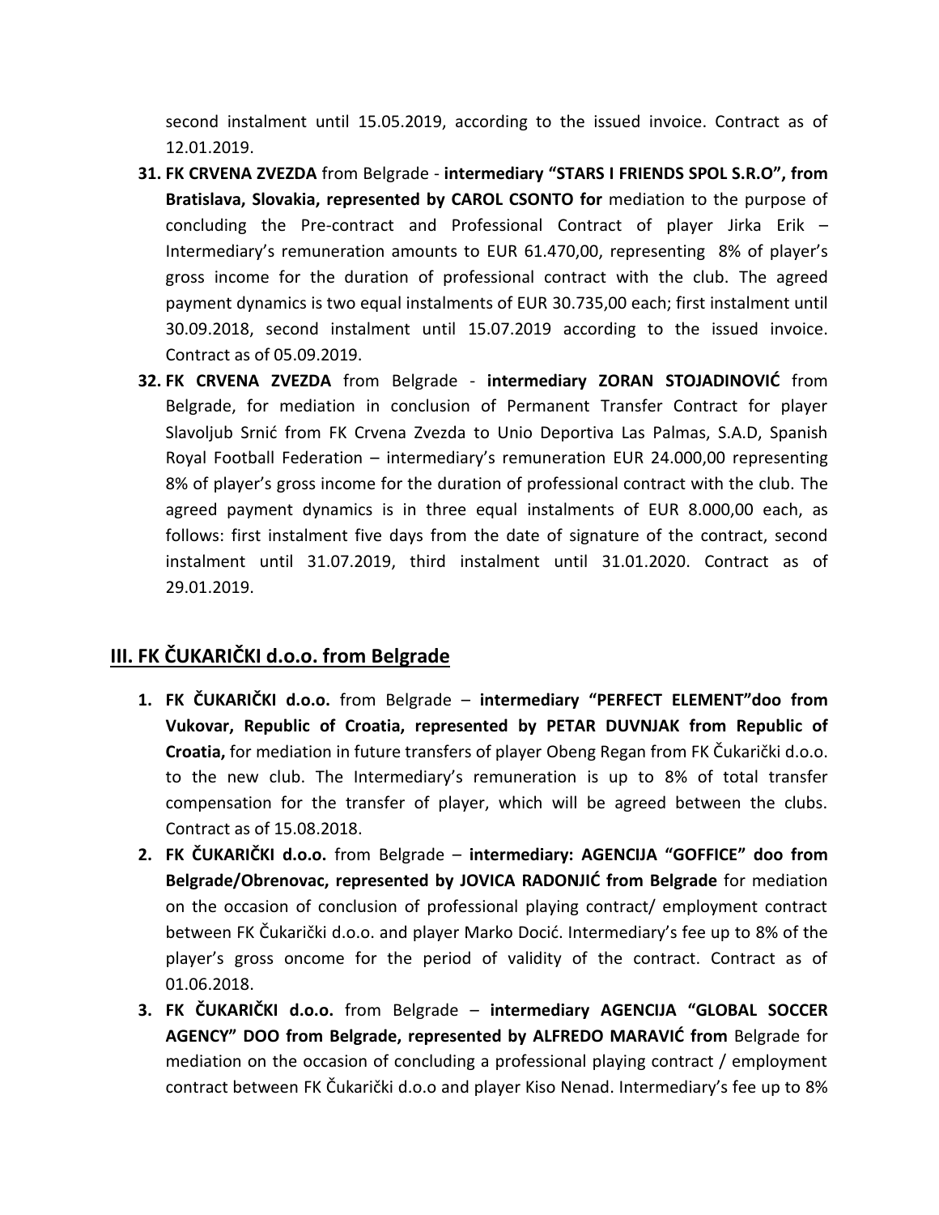second instalment until 15.05.2019, according to the issued invoice. Contract as of 12.01.2019.

31. **FK CRVENA ZVEZDA** from Belgrade - **intermediary "STARS I FRIENDS SPOL S.R.O", from Bratislava, Slovakia, represented by CAROL CSONTO for** mediation to the purpose of concluding the Pre-contract and Professional Contract of player Jirka Erik – Intermediary's remuneration amounts to EUR 61.470,00, representing 8% of player's gross income for the duration of professional contract with the club. The agreed payment dynamics is two equal instalments of EUR 30.735,00 each; first instalment until 30.09.2018, second instalment until 15.07.2019 according to the issued invoice. Contract as of 05.09.2019.
32. **FK CRVENA ZVEZDA** from Belgrade - **intermediary ZORAN STOJADINOVIĆ** from Belgrade, for mediation in conclusion of Permanent Transfer Contract for player Slavoljub Srnić from FK Crvena Zvezda to Unio Deportiva Las Palmas, S.A.D, Spanish Royal Football Federation – intermediary's remuneration EUR 24.000,00 representing 8% of player's gross income for the duration of professional contract with the club. The agreed payment dynamics is in three equal instalments of EUR 8.000,00 each, as follows: first instalment five days from the date of signature of the contract, second instalment until 31.07.2019, third instalment until 31.01.2020. Contract as of 29.01.2019.

## III. FK ČUKARIČKI d.o.o. from Belgrade

1. **FK ČUKARIČKI d.o.o.** from Belgrade – **intermediary "PERFECT ELEMENT"doo from Vukovar, Republic of Croatia, represented by PETAR DUVNJAK from Republic of Croatia,** for mediation in future transfers of player Obeng Regan from FK Čukarički d.o.o. to the new club. The Intermediary's remuneration is up to 8% of total transfer compensation for the transfer of player, which will be agreed between the clubs. Contract as of 15.08.2018.
2. **FK ČUKARIČKI d.o.o.** from Belgrade – **intermediary: AGENCIJA "GOFFICE" doo from Belgrade/Obrenovac, represented by JOVICA RADONJIĆ from Belgrade** for mediation on the occasion of conclusion of professional playing contract/ employment contract between FK Čukarički d.o.o. and player Marko Docić. Intermediary's fee up to 8% of the player's gross oncome for the period of validity of the contract. Contract as of 01.06.2018.
3. **FK ČUKARIČKI d.o.o.** from Belgrade – **intermediary AGENCIJA "GLOBAL SOCCER AGENCY" DOO from Belgrade, represented by ALFREDO MARAVIĆ from** Belgrade for mediation on the occasion of concluding a professional playing contract / employment contract between FK Čukarički d.o.o and player Kiso Nenad. Intermediary's fee up to 8%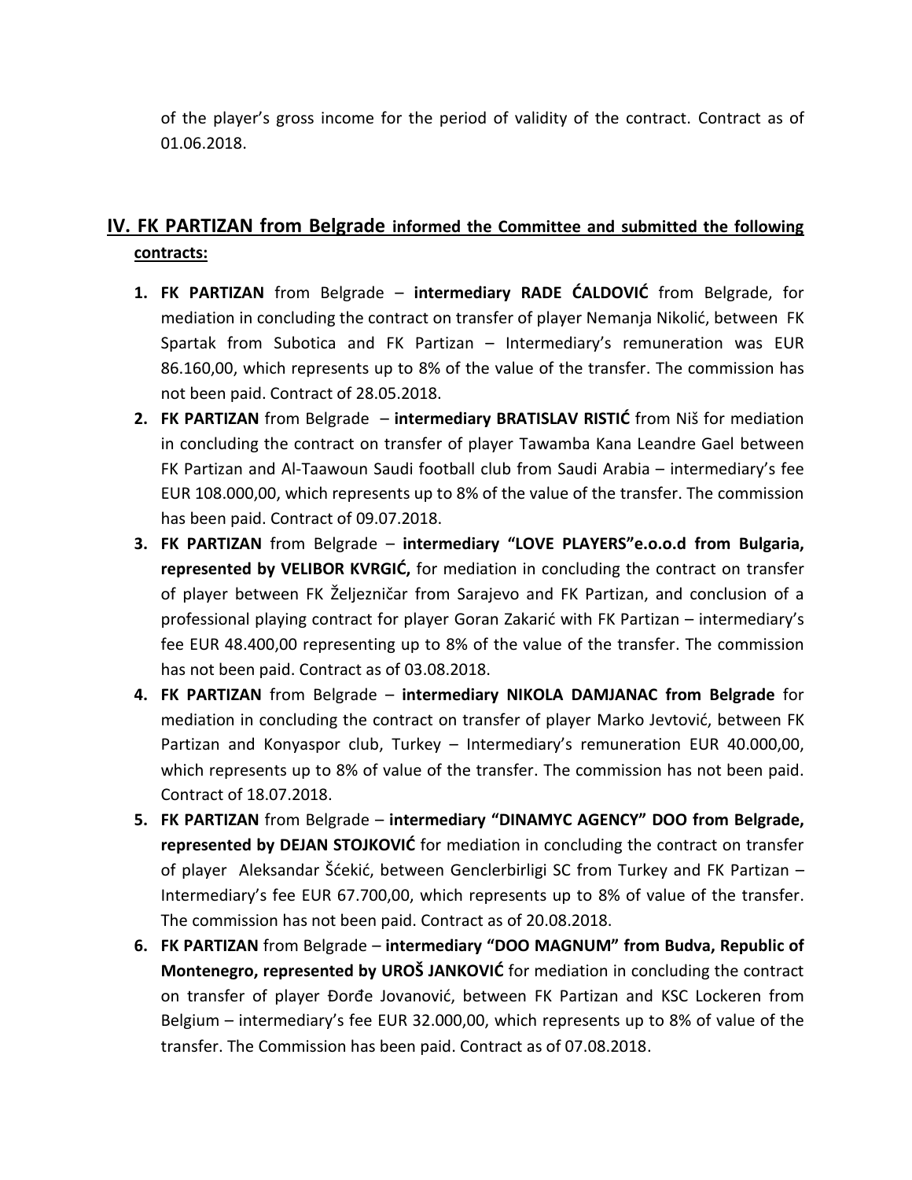of the player's gross income for the period of validity of the contract. Contract as of 01.06.2018.

## IV. FK PARTIZAN from Belgrade informed the Committee and submitted the following contracts:

1. **FK PARTIZAN** from Belgrade – **intermediary RADE ĆALDOVIĆ** from Belgrade, for mediation in concluding the contract on transfer of player Nemanja Nikolić, between FK Spartak from Subotica and FK Partizan – Intermediary's remuneration was EUR 86.160,00, which represents up to 8% of the value of the transfer. The commission has not been paid. Contract of 28.05.2018.
2. **FK PARTIZAN** from Belgrade – **intermediary BRATISLAV RISTIĆ** from Niš for mediation in concluding the contract on transfer of player Tawamba Kana Leandre Gael between FK Partizan and Al-Taawoun Saudi football club from Saudi Arabia – intermediary's fee EUR 108.000,00, which represents up to 8% of the value of the transfer. The commission has been paid. Contract of 09.07.2018.
3. **FK PARTIZAN** from Belgrade – **intermediary "LOVE PLAYERS"e.o.o.d from Bulgaria, represented by VELIBOR KVRGIĆ,** for mediation in concluding the contract on transfer of player between FK Željezničar from Sarajevo and FK Partizan, and conclusion of a professional playing contract for player Goran Zakarić with FK Partizan – intermediary's fee EUR 48.400,00 representing up to 8% of the value of the transfer. The commission has not been paid. Contract as of 03.08.2018.
4. **FK PARTIZAN** from Belgrade – **intermediary NIKOLA DAMJANAC from Belgrade** for mediation in concluding the contract on transfer of player Marko Jevtović, between FK Partizan and Konyaspor club, Turkey – Intermediary's remuneration EUR 40.000,00, which represents up to 8% of value of the transfer. The commission has not been paid. Contract of 18.07.2018.
5. **FK PARTIZAN** from Belgrade – **intermediary "DINAMYC AGENCY" DOO from Belgrade, represented by DEJAN STOJKOVIĆ** for mediation in concluding the contract on transfer of player Aleksandar Šćekić, between Genclerbirligi SC from Turkey and FK Partizan – Intermediary's fee EUR 67.700,00, which represents up to 8% of value of the transfer. The commission has not been paid. Contract as of 20.08.2018.
6. **FK PARTIZAN** from Belgrade – **intermediary "DOO MAGNUM" from Budva, Republic of Montenegro, represented by UROŠ JANKOVIĆ** for mediation in concluding the contract on transfer of player Đorđe Jovanović, between FK Partizan and KSC Lockeren from Belgium – intermediary's fee EUR 32.000,00, which represents up to 8% of value of the transfer. The Commission has been paid. Contract as of 07.08.2018.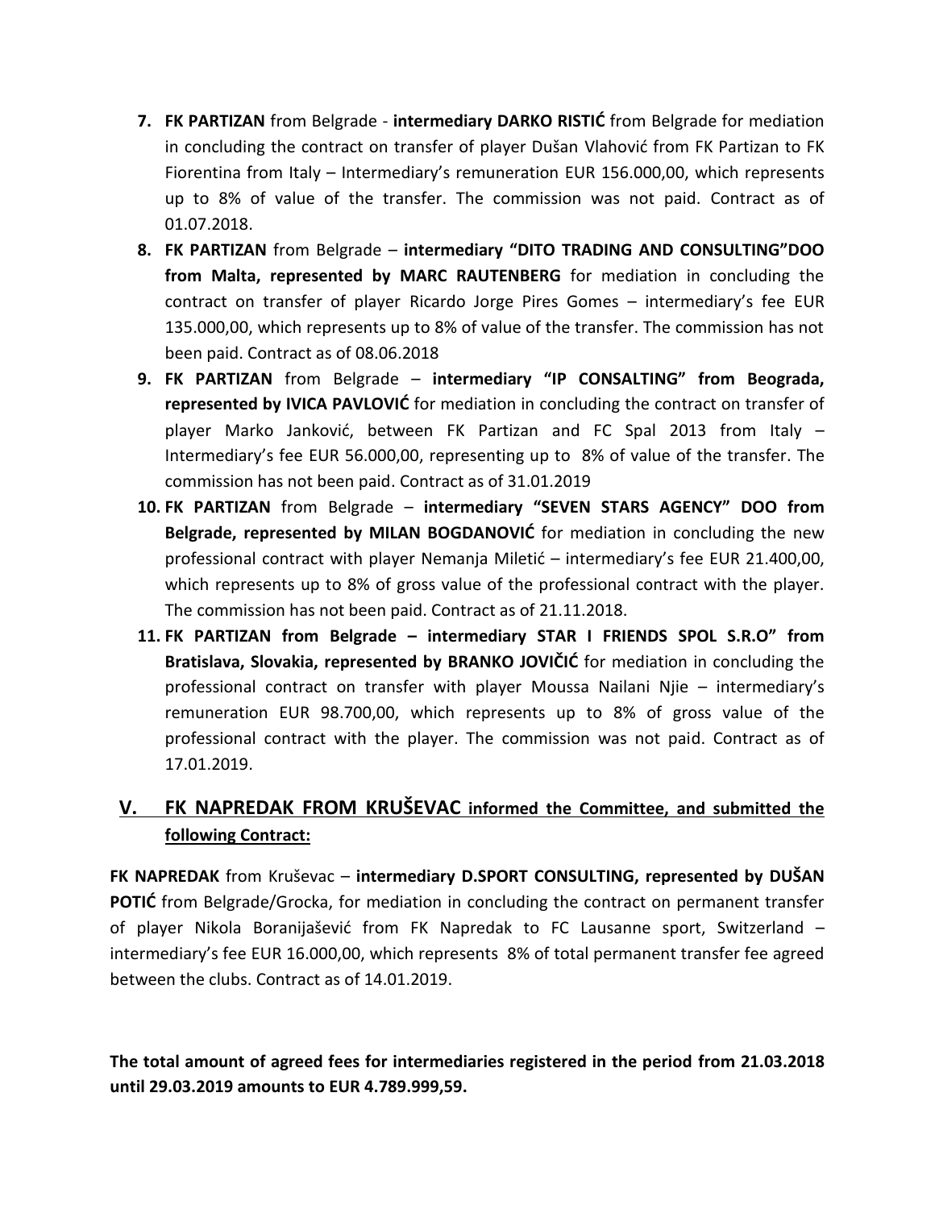7. **FK PARTIZAN** from Belgrade - **intermediary DARKO RISTIĆ** from Belgrade for mediation in concluding the contract on transfer of player Dušan Vlahović from FK Partizan to FK Fiorentina from Italy – Intermediary's remuneration EUR 156.000,00, which represents up to 8% of value of the transfer. The commission was not paid. Contract as of 01.07.2018.
8. **FK PARTIZAN** from Belgrade – **intermediary "DITO TRADING AND CONSULTING"DOO from Malta, represented by MARC RAUTENBERG** for mediation in concluding the contract on transfer of player Ricardo Jorge Pires Gomes – intermediary's fee EUR 135.000,00, which represents up to 8% of value of the transfer. The commission has not been paid. Contract as of 08.06.2018
9. **FK PARTIZAN** from Belgrade – **intermediary "IP CONSALTING" from Beograda, represented by IVICA PAVLOVIĆ** for mediation in concluding the contract on transfer of player Marko Janković, between FK Partizan and FC Spal 2013 from Italy – Intermediary's fee EUR 56.000,00, representing up to 8% of value of the transfer. The commission has not been paid. Contract as of 31.01.2019
10. **FK PARTIZAN** from Belgrade – **intermediary "SEVEN STARS AGENCY" DOO from Belgrade, represented by MILAN BOGDANOVIĆ** for mediation in concluding the new professional contract with player Nemanja Miletić – intermediary's fee EUR 21.400,00, which represents up to 8% of gross value of the professional contract with the player. The commission has not been paid. Contract as of 21.11.2018.
11. **FK PARTIZAN from Belgrade – intermediary STAR I FRIENDS SPOL S.R.O" from Bratislava, Slovakia, represented by BRANKO JOVIČIĆ** for mediation in concluding the professional contract on transfer with player Moussa Nailani Njie – intermediary's remuneration EUR 98.700,00, which represents up to 8% of gross value of the professional contract with the player. The commission was not paid. Contract as of 17.01.2019.

## V. FK NAPREDAK FROM KRUŠEVAC informed the Committee, and submitted the following Contract:

**FK NAPREDAK** from Kruševac – **intermediary D.SPORT CONSULTING, represented by DUŠAN POTIĆ** from Belgrade/Grocka, for mediation in concluding the contract on permanent transfer of player Nikola Boranijašević from FK Napredak to FC Lausanne sport, Switzerland – intermediary's fee EUR 16.000,00, which represents 8% of total permanent transfer fee agreed between the clubs. Contract as of 14.01.2019.

**The total amount of agreed fees for intermediaries registered in the period from 21.03.2018 until 29.03.2019 amounts to EUR 4.789.999,59.**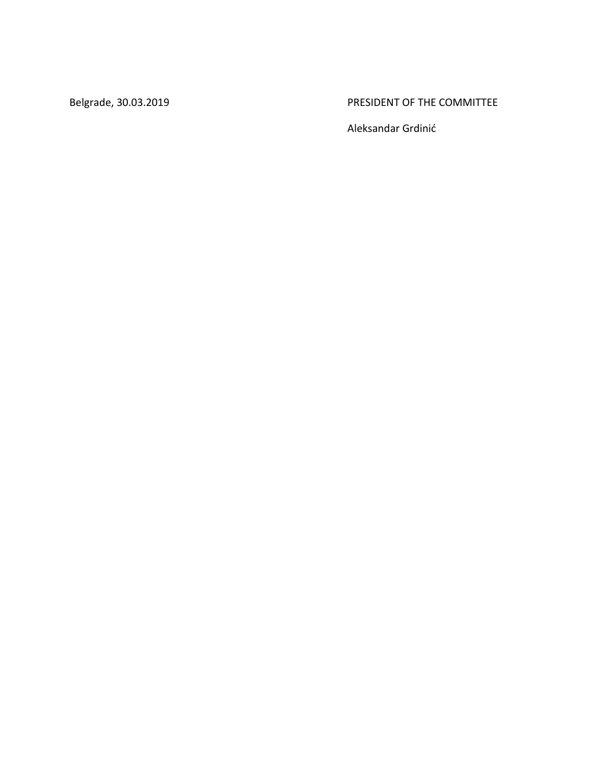Belgrade, 30.03.2019

PRESIDENT OF THE COMMITTEE

Aleksandar Grdinić